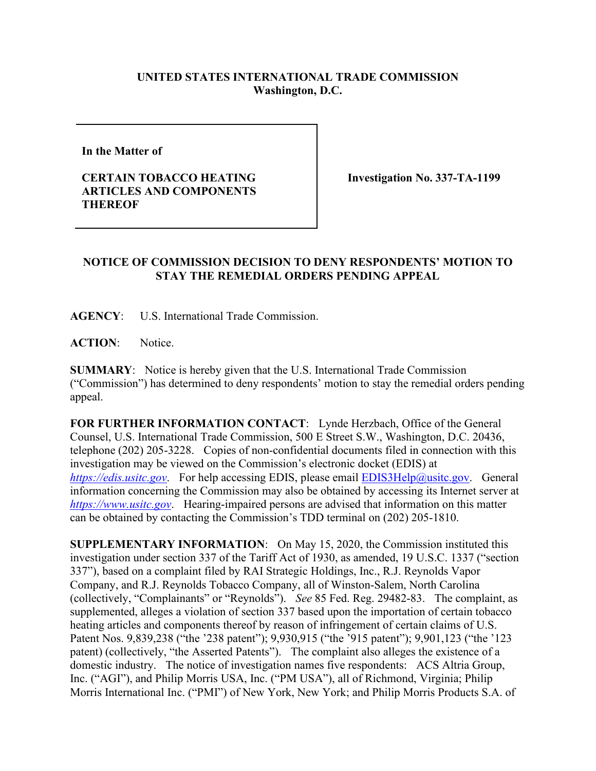**UNITED STATES INTERNATIONAL TRADE COMMISSION**
**Washington, D.C.**

| **In the Matter of**<br><br>**CERTAIN TOBACCO HEATING ARTICLES AND COMPONENTS THEREOF** | **Investigation No. 337-TA-1199** |
|---|---|

## NOTICE OF COMMISSION DECISION TO DENY RESPONDENTS' MOTION TO STAY THE REMEDIAL ORDERS PENDING APPEAL

**AGENCY**: U.S. International Trade Commission.

**ACTION**: Notice.

**SUMMARY**: Notice is hereby given that the U.S. International Trade Commission ("Commission") has determined to deny respondents' motion to stay the remedial orders pending appeal.

**FOR FURTHER INFORMATION CONTACT**: Lynde Herzbach, Office of the General Counsel, U.S. International Trade Commission, 500 E Street S.W., Washington, D.C. 20436, telephone (202) 205-3228. Copies of non-confidential documents filed in connection with this investigation may be viewed on the Commission's electronic docket (EDIS) at *https://edis.usitc.gov*. For help accessing EDIS, please email EDIS3Help@usitc.gov. General information concerning the Commission may also be obtained by accessing its Internet server at *https://www.usitc.gov*. Hearing-impaired persons are advised that information on this matter can be obtained by contacting the Commission's TDD terminal on (202) 205-1810.

**SUPPLEMENTARY INFORMATION**: On May 15, 2020, the Commission instituted this investigation under section 337 of the Tariff Act of 1930, as amended, 19 U.S.C. 1337 ("section 337"), based on a complaint filed by RAI Strategic Holdings, Inc., R.J. Reynolds Vapor Company, and R.J. Reynolds Tobacco Company, all of Winston-Salem, North Carolina (collectively, "Complainants" or "Reynolds"). *See* 85 Fed. Reg. 29482-83. The complaint, as supplemented, alleges a violation of section 337 based upon the importation of certain tobacco heating articles and components thereof by reason of infringement of certain claims of U.S. Patent Nos. 9,839,238 ("the '238 patent"); 9,930,915 ("the '915 patent"); 9,901,123 ("the '123 patent) (collectively, "the Asserted Patents"). The complaint also alleges the existence of a domestic industry. The notice of investigation names five respondents: ACS Altria Group, Inc. ("AGI"), and Philip Morris USA, Inc. ("PM USA"), all of Richmond, Virginia; Philip Morris International Inc. ("PMI") of New York, New York; and Philip Morris Products S.A. of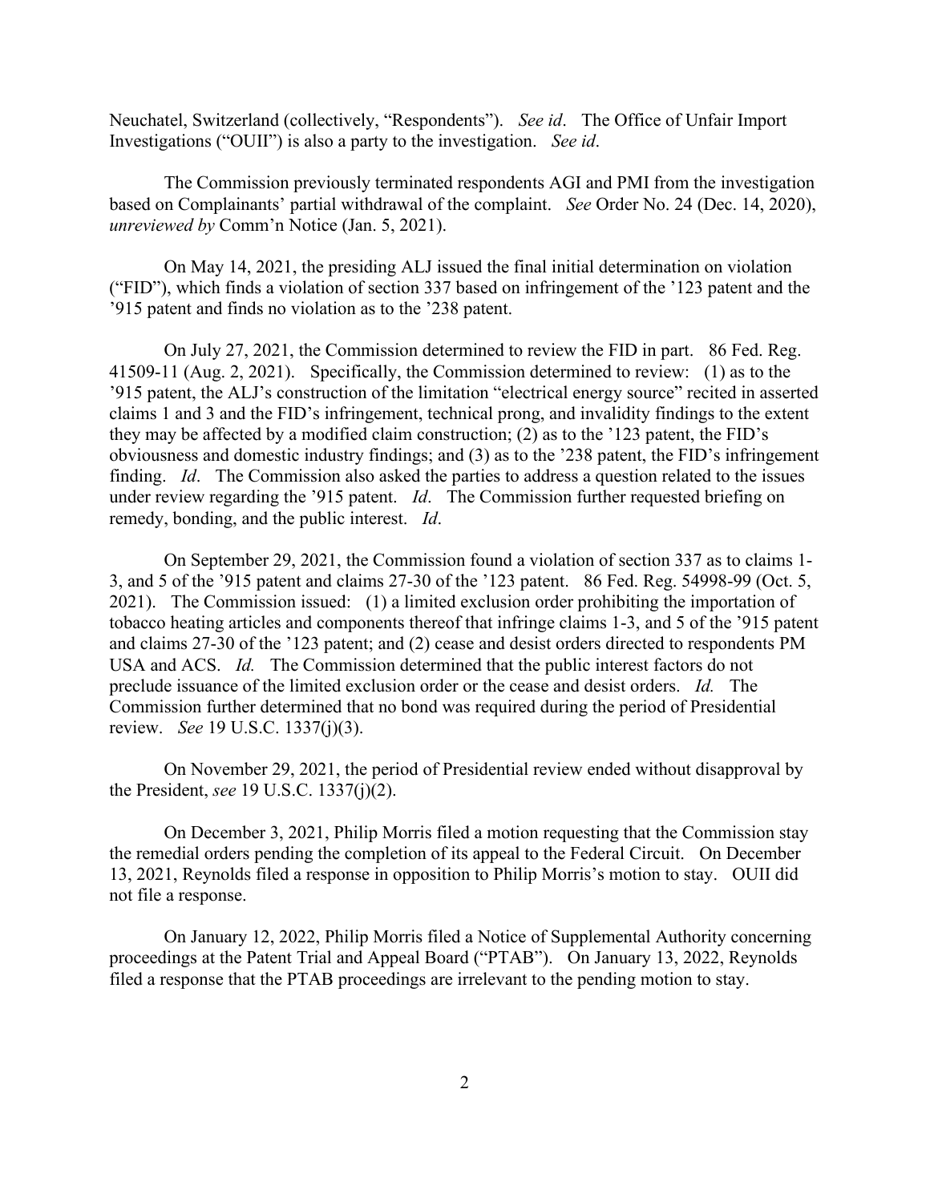Neuchatel, Switzerland (collectively, "Respondents"). *See id*. The Office of Unfair Import Investigations ("OUII") is also a party to the investigation. *See id*.

The Commission previously terminated respondents AGI and PMI from the investigation based on Complainants' partial withdrawal of the complaint. *See* Order No. 24 (Dec. 14, 2020), *unreviewed by* Comm'n Notice (Jan. 5, 2021).

On May 14, 2021, the presiding ALJ issued the final initial determination on violation ("FID"), which finds a violation of section 337 based on infringement of the '123 patent and the '915 patent and finds no violation as to the '238 patent.

On July 27, 2021, the Commission determined to review the FID in part. 86 Fed. Reg. 41509-11 (Aug. 2, 2021). Specifically, the Commission determined to review: (1) as to the '915 patent, the ALJ's construction of the limitation "electrical energy source" recited in asserted claims 1 and 3 and the FID's infringement, technical prong, and invalidity findings to the extent they may be affected by a modified claim construction; (2) as to the '123 patent, the FID's obviousness and domestic industry findings; and (3) as to the '238 patent, the FID's infringement finding. *Id*. The Commission also asked the parties to address a question related to the issues under review regarding the '915 patent. *Id*. The Commission further requested briefing on remedy, bonding, and the public interest. *Id*.

On September 29, 2021, the Commission found a violation of section 337 as to claims 1-3, and 5 of the '915 patent and claims 27-30 of the '123 patent. 86 Fed. Reg. 54998-99 (Oct. 5, 2021). The Commission issued: (1) a limited exclusion order prohibiting the importation of tobacco heating articles and components thereof that infringe claims 1-3, and 5 of the '915 patent and claims 27-30 of the '123 patent; and (2) cease and desist orders directed to respondents PM USA and ACS. *Id.* The Commission determined that the public interest factors do not preclude issuance of the limited exclusion order or the cease and desist orders. *Id.* The Commission further determined that no bond was required during the period of Presidential review. *See* 19 U.S.C. 1337(j)(3).

On November 29, 2021, the period of Presidential review ended without disapproval by the President, *see* 19 U.S.C. 1337(j)(2).

On December 3, 2021, Philip Morris filed a motion requesting that the Commission stay the remedial orders pending the completion of its appeal to the Federal Circuit. On December 13, 2021, Reynolds filed a response in opposition to Philip Morris's motion to stay. OUII did not file a response.

On January 12, 2022, Philip Morris filed a Notice of Supplemental Authority concerning proceedings at the Patent Trial and Appeal Board ("PTAB"). On January 13, 2022, Reynolds filed a response that the PTAB proceedings are irrelevant to the pending motion to stay.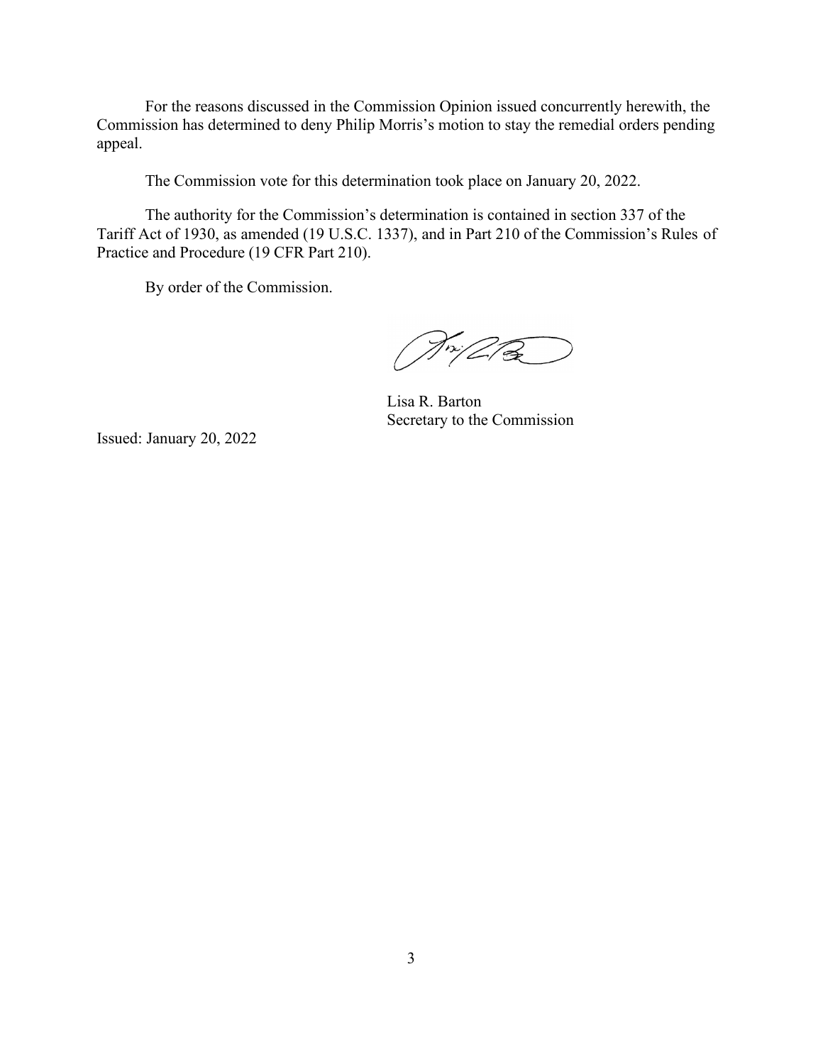For the reasons discussed in the Commission Opinion issued concurrently herewith, the Commission has determined to deny Philip Morris's motion to stay the remedial orders pending appeal.

The Commission vote for this determination took place on January 20, 2022.

The authority for the Commission's determination is contained in section 337 of the Tariff Act of 1930, as amended (19 U.S.C. 1337), and in Part 210 of the Commission's Rules of Practice and Procedure (19 CFR Part 210).

By order of the Commission.

Lisa R. Barton
Secretary to the Commission

Issued: January 20, 2022